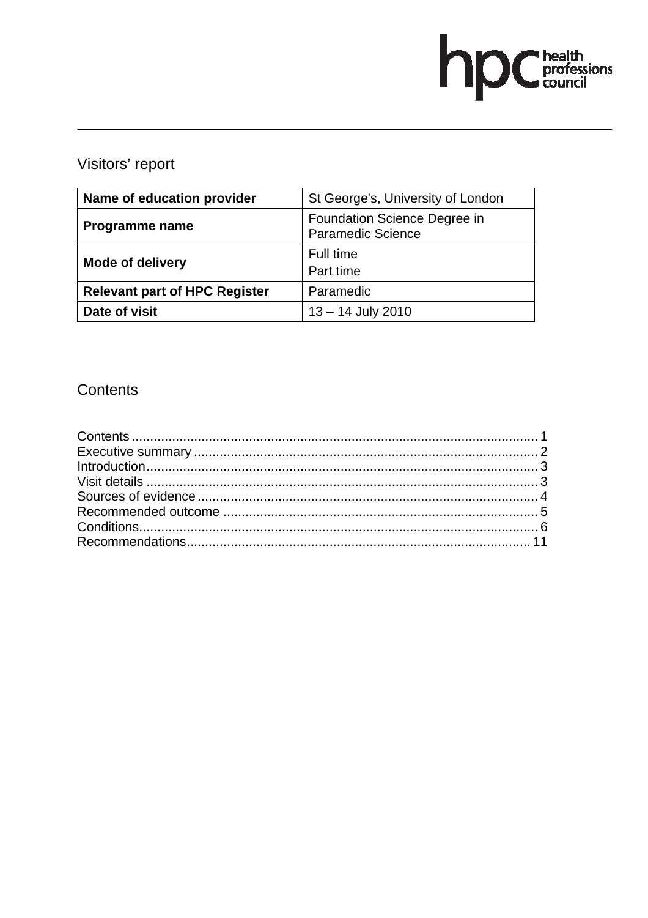# Visitors' report

| Name of education provider | St George's, University of London |
|---|---|
| **Programme name** | Foundation Science Degree in Paramedic Science |
| **Mode of delivery** | Full time<br>Part time |
| **Relevant part of HPC Register** | Paramedic |
| **Date of visit** | 13 – 14 July 2010 |

## Contents

Contents ............................................................................................................ 1
Executive summary ............................................................................................ 2
Introduction......................................................................................................... 3
Visit details ......................................................................................................... 3
Sources of evidence ........................................................................................... 4
Recommended outcome .................................................................................... 5
Conditions........................................................................................................... 6
Recommendations............................................................................................ 11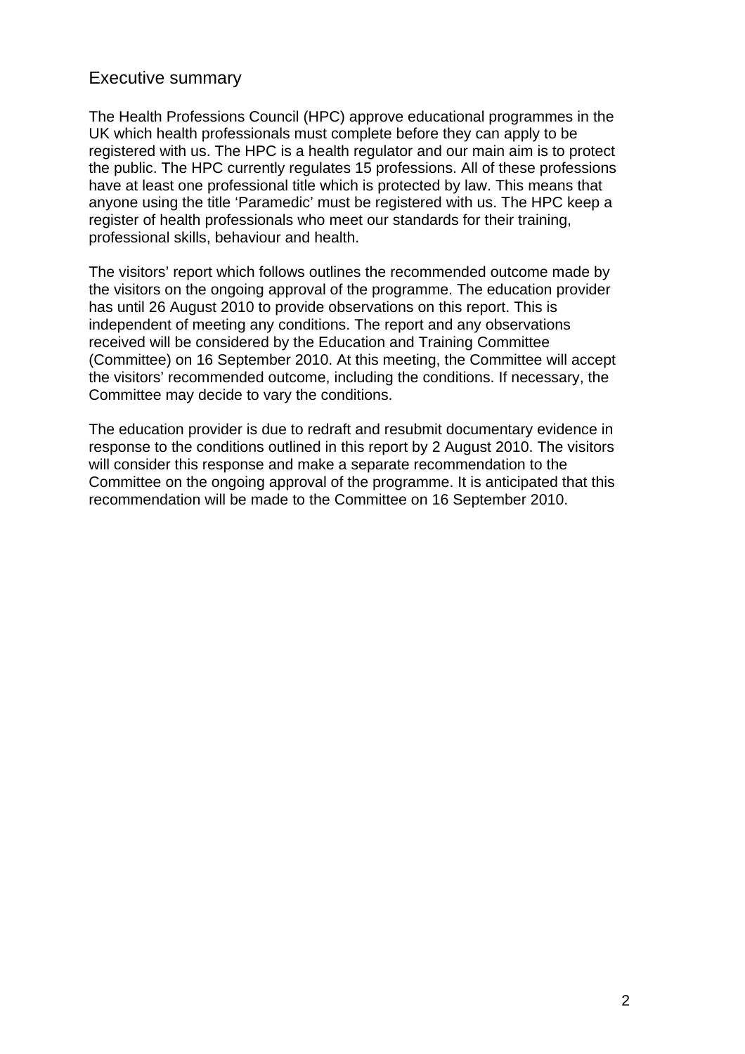## Executive summary

The Health Professions Council (HPC) approve educational programmes in the UK which health professionals must complete before they can apply to be registered with us. The HPC is a health regulator and our main aim is to protect the public. The HPC currently regulates 15 professions. All of these professions have at least one professional title which is protected by law. This means that anyone using the title 'Paramedic' must be registered with us. The HPC keep a register of health professionals who meet our standards for their training, professional skills, behaviour and health.

The visitors' report which follows outlines the recommended outcome made by the visitors on the ongoing approval of the programme. The education provider has until 26 August 2010 to provide observations on this report. This is independent of meeting any conditions. The report and any observations received will be considered by the Education and Training Committee (Committee) on 16 September 2010. At this meeting, the Committee will accept the visitors' recommended outcome, including the conditions. If necessary, the Committee may decide to vary the conditions.

The education provider is due to redraft and resubmit documentary evidence in response to the conditions outlined in this report by 2 August 2010. The visitors will consider this response and make a separate recommendation to the Committee on the ongoing approval of the programme. It is anticipated that this recommendation will be made to the Committee on 16 September 2010.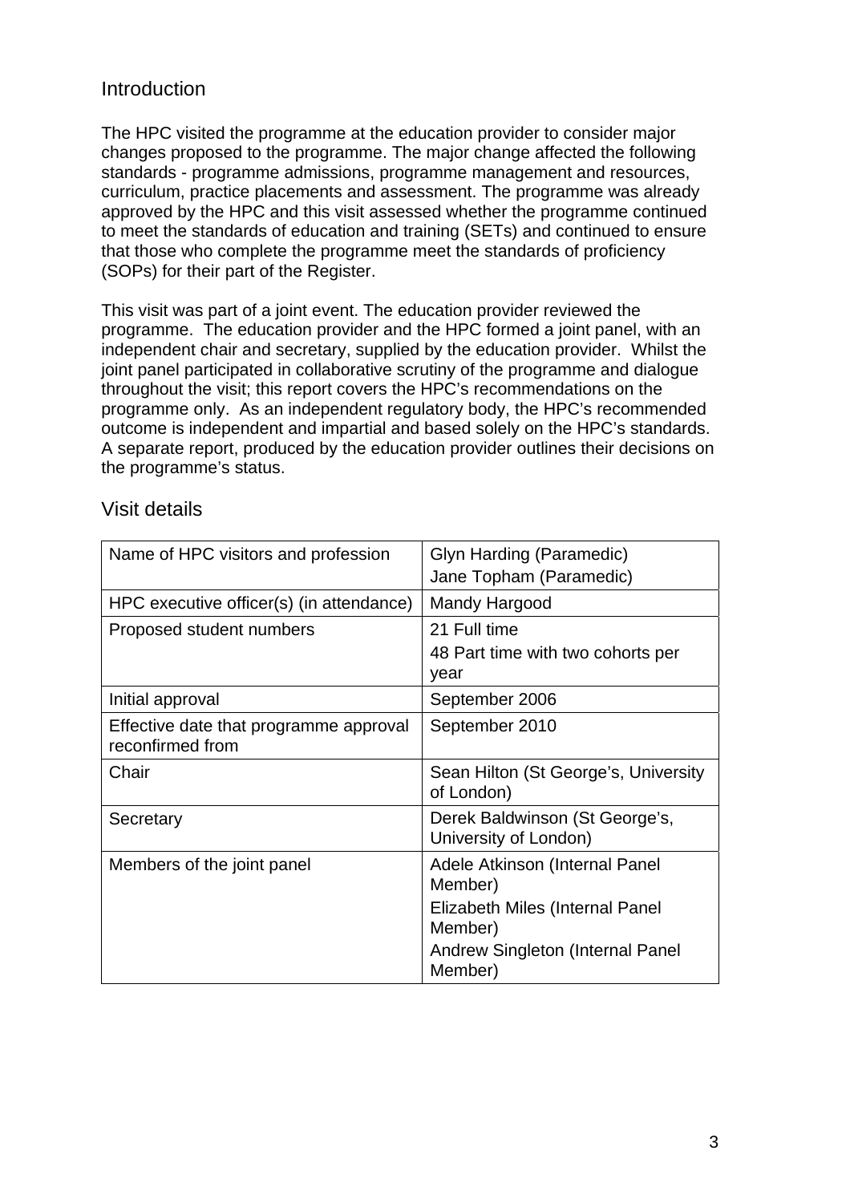## Introduction

The HPC visited the programme at the education provider to consider major changes proposed to the programme. The major change affected the following standards - programme admissions, programme management and resources, curriculum, practice placements and assessment. The programme was already approved by the HPC and this visit assessed whether the programme continued to meet the standards of education and training (SETs) and continued to ensure that those who complete the programme meet the standards of proficiency (SOPs) for their part of the Register.

This visit was part of a joint event. The education provider reviewed the programme. The education provider and the HPC formed a joint panel, with an independent chair and secretary, supplied by the education provider. Whilst the joint panel participated in collaborative scrutiny of the programme and dialogue throughout the visit; this report covers the HPC's recommendations on the programme only. As an independent regulatory body, the HPC's recommended outcome is independent and impartial and based solely on the HPC's standards. A separate report, produced by the education provider outlines their decisions on the programme's status.

## Visit details

| | |
|---|---|
| Name of HPC visitors and profession | Glyn Harding (Paramedic)<br>Jane Topham (Paramedic) |
| HPC executive officer(s) (in attendance) | Mandy Hargood |
| Proposed student numbers | 21 Full time<br>48 Part time with two cohorts per year |
| Initial approval | September 2006 |
| Effective date that programme approval reconfirmed from | September 2010 |
| Chair | Sean Hilton (St George's, University of London) |
| Secretary | Derek Baldwinson (St George's, University of London) |
| Members of the joint panel | Adele Atkinson (Internal Panel Member)<br>Elizabeth Miles (Internal Panel Member)<br>Andrew Singleton (Internal Panel Member) |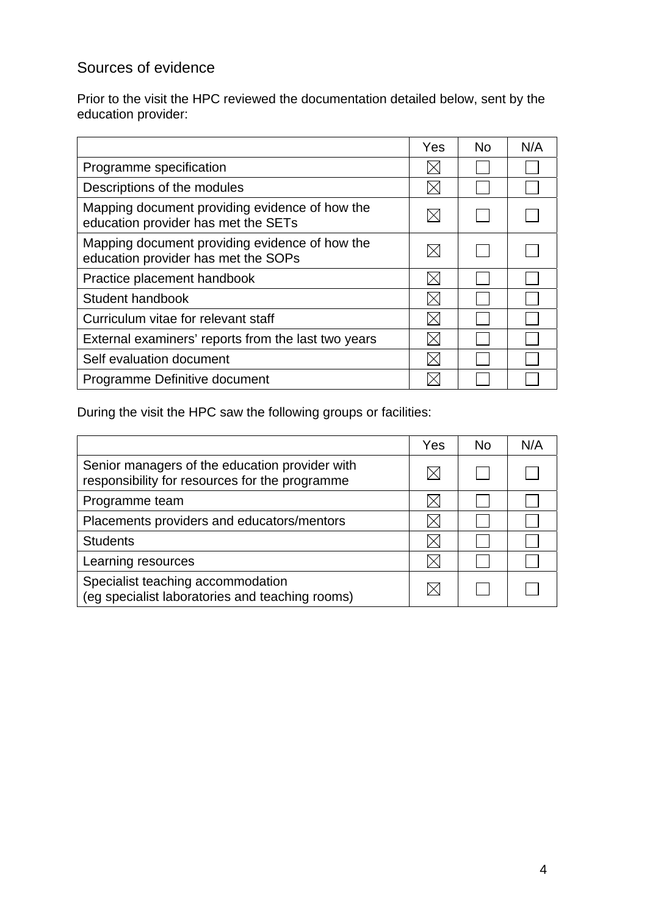## Sources of evidence

Prior to the visit the HPC reviewed the documentation detailed below, sent by the education provider:

| | Yes | No | N/A |
|---|---|---|---|
| Programme specification | ☒ | ☐ | ☐ |
| Descriptions of the modules | ☒ | ☐ | ☐ |
| Mapping document providing evidence of how the education provider has met the SETs | ☒ | ☐ | ☐ |
| Mapping document providing evidence of how the education provider has met the SOPs | ☒ | ☐ | ☐ |
| Practice placement handbook | ☒ | ☐ | ☐ |
| Student handbook | ☒ | ☐ | ☐ |
| Curriculum vitae for relevant staff | ☒ | ☐ | ☐ |
| External examiners' reports from the last two years | ☒ | ☐ | ☐ |
| Self evaluation document | ☒ | ☐ | ☐ |
| Programme Definitive document | ☒ | ☐ | ☐ |

During the visit the HPC saw the following groups or facilities:

| | Yes | No | N/A |
|---|---|---|---|
| Senior managers of the education provider with responsibility for resources for the programme | ☒ | ☐ | ☐ |
| Programme team | ☒ | ☐ | ☐ |
| Placements providers and educators/mentors | ☒ | ☐ | ☐ |
| Students | ☒ | ☐ | ☐ |
| Learning resources | ☒ | ☐ | ☐ |
| Specialist teaching accommodation (eg specialist laboratories and teaching rooms) | ☒ | ☐ | ☐ |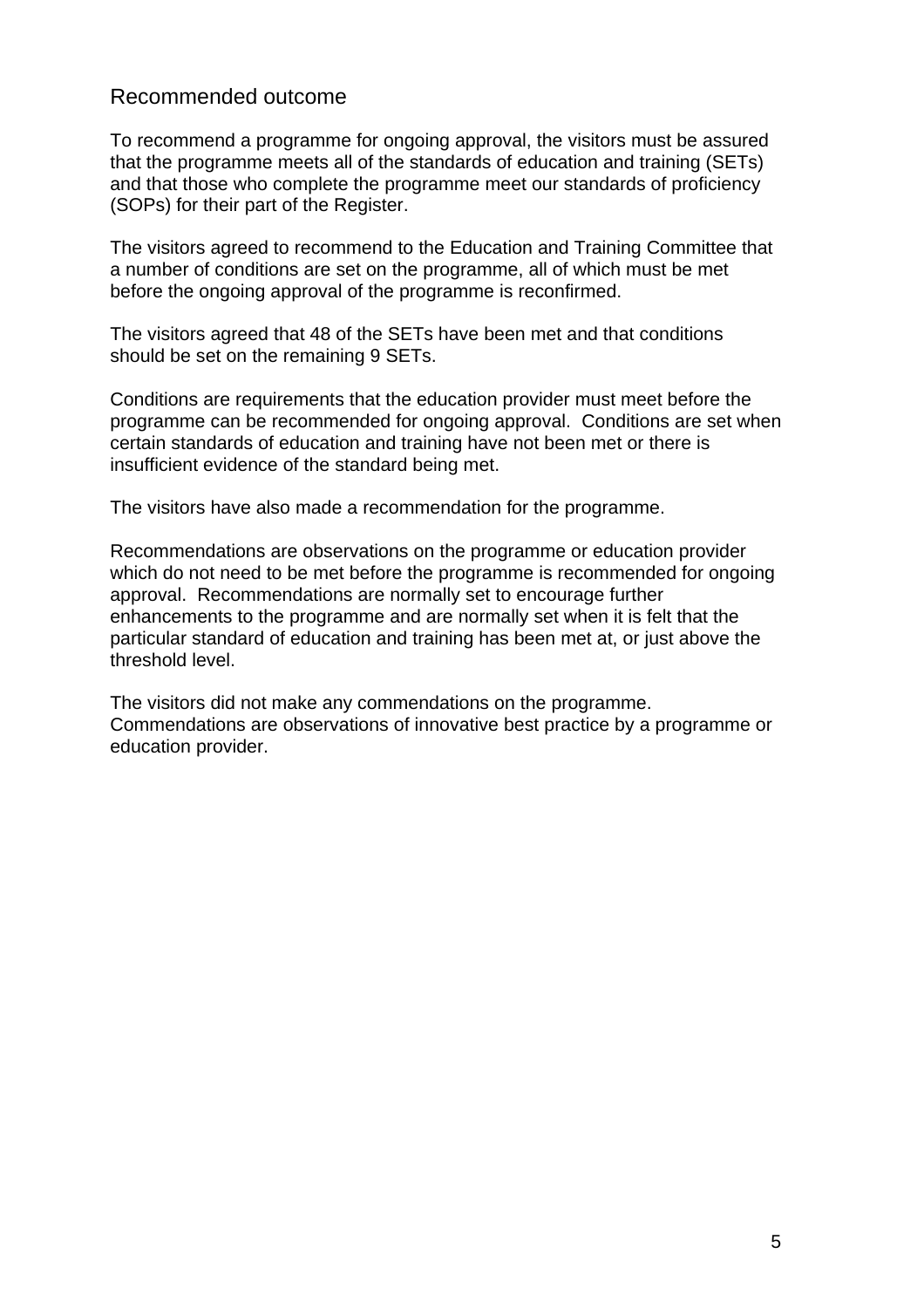## Recommended outcome

To recommend a programme for ongoing approval, the visitors must be assured that the programme meets all of the standards of education and training (SETs) and that those who complete the programme meet our standards of proficiency (SOPs) for their part of the Register.

The visitors agreed to recommend to the Education and Training Committee that a number of conditions are set on the programme, all of which must be met before the ongoing approval of the programme is reconfirmed.

The visitors agreed that 48 of the SETs have been met and that conditions should be set on the remaining 9 SETs.

Conditions are requirements that the education provider must meet before the programme can be recommended for ongoing approval. Conditions are set when certain standards of education and training have not been met or there is insufficient evidence of the standard being met.

The visitors have also made a recommendation for the programme.

Recommendations are observations on the programme or education provider which do not need to be met before the programme is recommended for ongoing approval. Recommendations are normally set to encourage further enhancements to the programme and are normally set when it is felt that the particular standard of education and training has been met at, or just above the threshold level.

The visitors did not make any commendations on the programme. Commendations are observations of innovative best practice by a programme or education provider.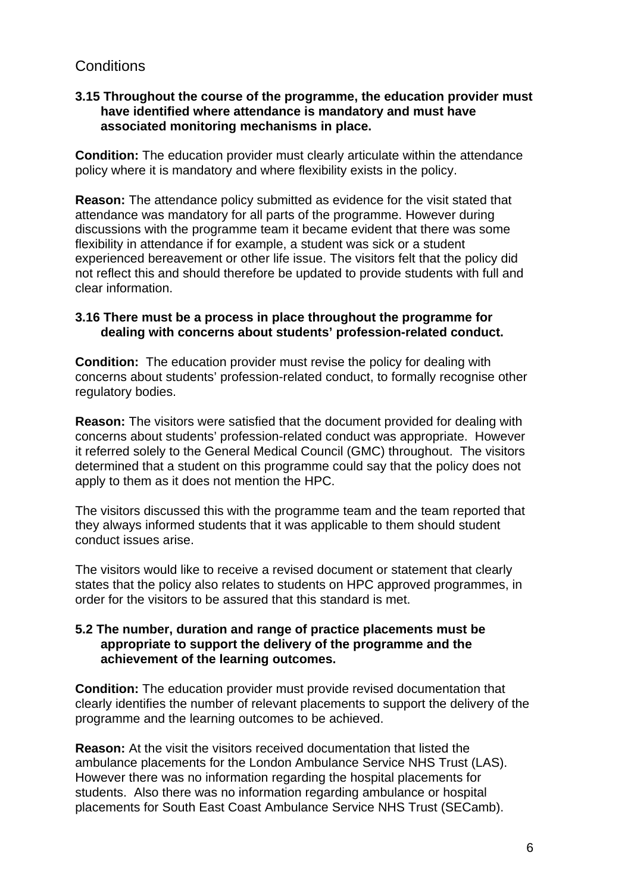## Conditions

**3.15 Throughout the course of the programme, the education provider must have identified where attendance is mandatory and must have associated monitoring mechanisms in place.**

**Condition:** The education provider must clearly articulate within the attendance policy where it is mandatory and where flexibility exists in the policy.

**Reason:** The attendance policy submitted as evidence for the visit stated that attendance was mandatory for all parts of the programme. However during discussions with the programme team it became evident that there was some flexibility in attendance if for example, a student was sick or a student experienced bereavement or other life issue. The visitors felt that the policy did not reflect this and should therefore be updated to provide students with full and clear information.

**3.16 There must be a process in place throughout the programme for dealing with concerns about students' profession-related conduct.**

**Condition:** The education provider must revise the policy for dealing with concerns about students' profession-related conduct, to formally recognise other regulatory bodies.

**Reason:** The visitors were satisfied that the document provided for dealing with concerns about students' profession-related conduct was appropriate. However it referred solely to the General Medical Council (GMC) throughout. The visitors determined that a student on this programme could say that the policy does not apply to them as it does not mention the HPC.

The visitors discussed this with the programme team and the team reported that they always informed students that it was applicable to them should student conduct issues arise.

The visitors would like to receive a revised document or statement that clearly states that the policy also relates to students on HPC approved programmes, in order for the visitors to be assured that this standard is met.

**5.2 The number, duration and range of practice placements must be appropriate to support the delivery of the programme and the achievement of the learning outcomes.**

**Condition:** The education provider must provide revised documentation that clearly identifies the number of relevant placements to support the delivery of the programme and the learning outcomes to be achieved.

**Reason:** At the visit the visitors received documentation that listed the ambulance placements for the London Ambulance Service NHS Trust (LAS). However there was no information regarding the hospital placements for students. Also there was no information regarding ambulance or hospital placements for South East Coast Ambulance Service NHS Trust (SECamb).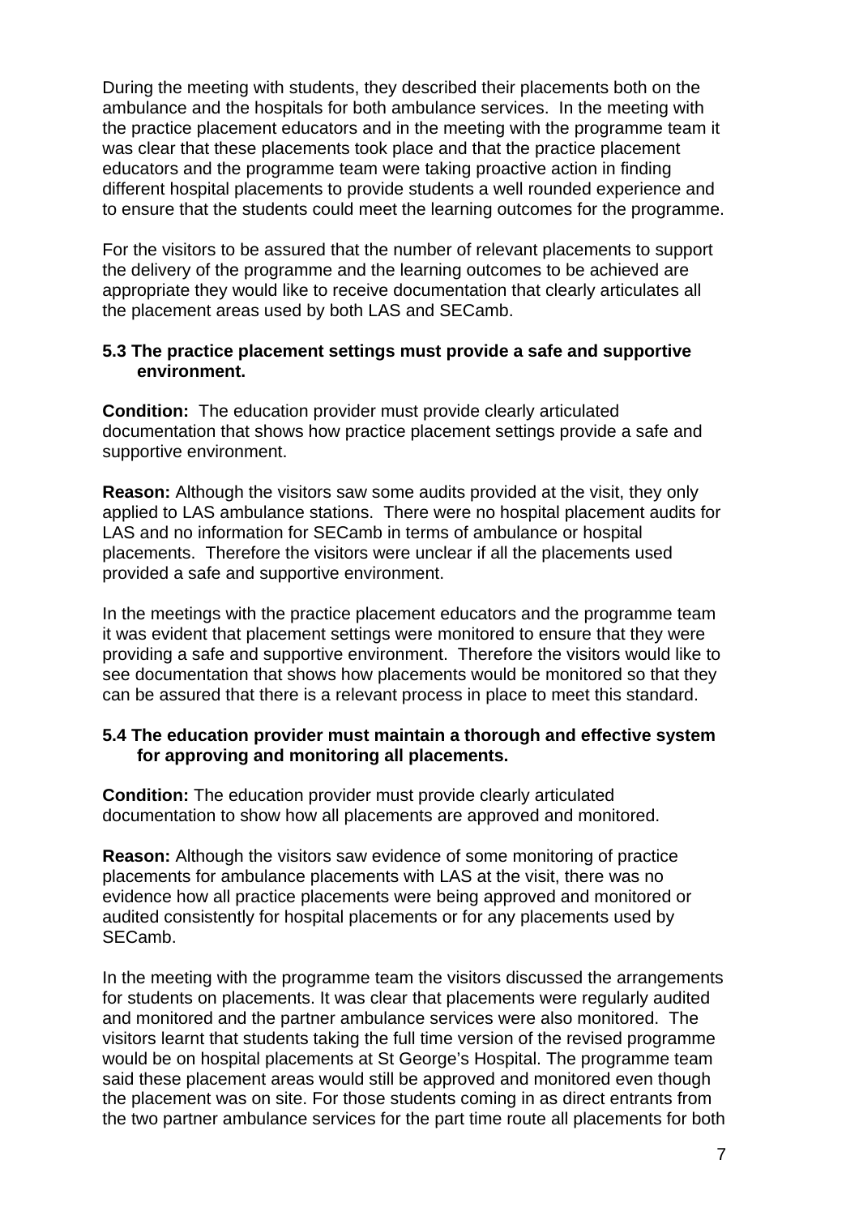During the meeting with students, they described their placements both on the ambulance and the hospitals for both ambulance services. In the meeting with the practice placement educators and in the meeting with the programme team it was clear that these placements took place and that the practice placement educators and the programme team were taking proactive action in finding different hospital placements to provide students a well rounded experience and to ensure that the students could meet the learning outcomes for the programme.

For the visitors to be assured that the number of relevant placements to support the delivery of the programme and the learning outcomes to be achieved are appropriate they would like to receive documentation that clearly articulates all the placement areas used by both LAS and SECamb.

**5.3 The practice placement settings must provide a safe and supportive environment.**

**Condition:** The education provider must provide clearly articulated documentation that shows how practice placement settings provide a safe and supportive environment.

**Reason:** Although the visitors saw some audits provided at the visit, they only applied to LAS ambulance stations. There were no hospital placement audits for LAS and no information for SECamb in terms of ambulance or hospital placements. Therefore the visitors were unclear if all the placements used provided a safe and supportive environment.

In the meetings with the practice placement educators and the programme team it was evident that placement settings were monitored to ensure that they were providing a safe and supportive environment. Therefore the visitors would like to see documentation that shows how placements would be monitored so that they can be assured that there is a relevant process in place to meet this standard.

**5.4 The education provider must maintain a thorough and effective system for approving and monitoring all placements.**

**Condition:** The education provider must provide clearly articulated documentation to show how all placements are approved and monitored.

**Reason:** Although the visitors saw evidence of some monitoring of practice placements for ambulance placements with LAS at the visit, there was no evidence how all practice placements were being approved and monitored or audited consistently for hospital placements or for any placements used by SECamb.

In the meeting with the programme team the visitors discussed the arrangements for students on placements. It was clear that placements were regularly audited and monitored and the partner ambulance services were also monitored. The visitors learnt that students taking the full time version of the revised programme would be on hospital placements at St George's Hospital. The programme team said these placement areas would still be approved and monitored even though the placement was on site. For those students coming in as direct entrants from the two partner ambulance services for the part time route all placements for both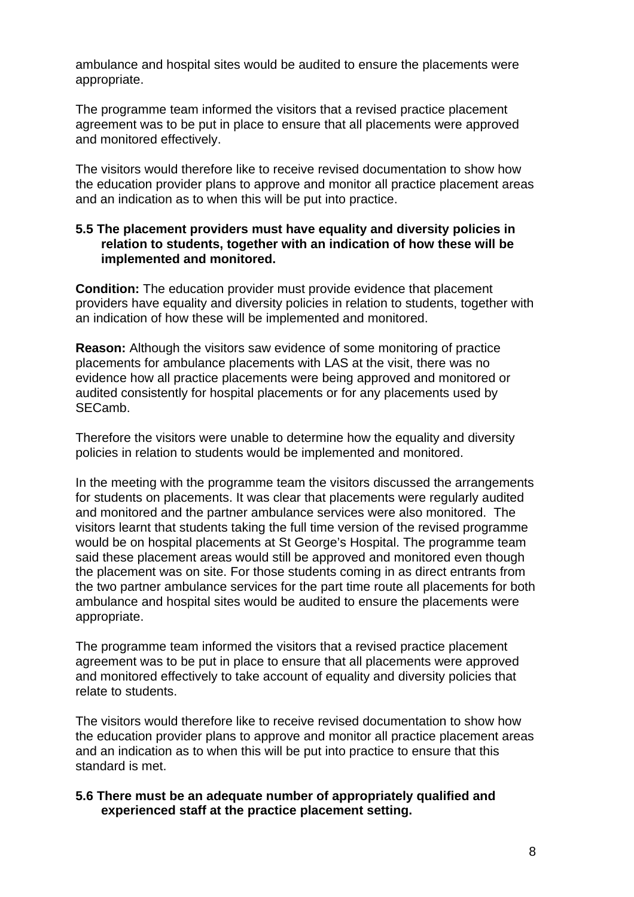ambulance and hospital sites would be audited to ensure the placements were appropriate.

The programme team informed the visitors that a revised practice placement agreement was to be put in place to ensure that all placements were approved and monitored effectively.

The visitors would therefore like to receive revised documentation to show how the education provider plans to approve and monitor all practice placement areas and an indication as to when this will be put into practice.

**5.5 The placement providers must have equality and diversity policies in relation to students, together with an indication of how these will be implemented and monitored.**

**Condition:** The education provider must provide evidence that placement providers have equality and diversity policies in relation to students, together with an indication of how these will be implemented and monitored.

**Reason:** Although the visitors saw evidence of some monitoring of practice placements for ambulance placements with LAS at the visit, there was no evidence how all practice placements were being approved and monitored or audited consistently for hospital placements or for any placements used by SECamb.

Therefore the visitors were unable to determine how the equality and diversity policies in relation to students would be implemented and monitored.

In the meeting with the programme team the visitors discussed the arrangements for students on placements. It was clear that placements were regularly audited and monitored and the partner ambulance services were also monitored. The visitors learnt that students taking the full time version of the revised programme would be on hospital placements at St George's Hospital. The programme team said these placement areas would still be approved and monitored even though the placement was on site. For those students coming in as direct entrants from the two partner ambulance services for the part time route all placements for both ambulance and hospital sites would be audited to ensure the placements were appropriate.

The programme team informed the visitors that a revised practice placement agreement was to be put in place to ensure that all placements were approved and monitored effectively to take account of equality and diversity policies that relate to students.

The visitors would therefore like to receive revised documentation to show how the education provider plans to approve and monitor all practice placement areas and an indication as to when this will be put into practice to ensure that this standard is met.

**5.6 There must be an adequate number of appropriately qualified and experienced staff at the practice placement setting.**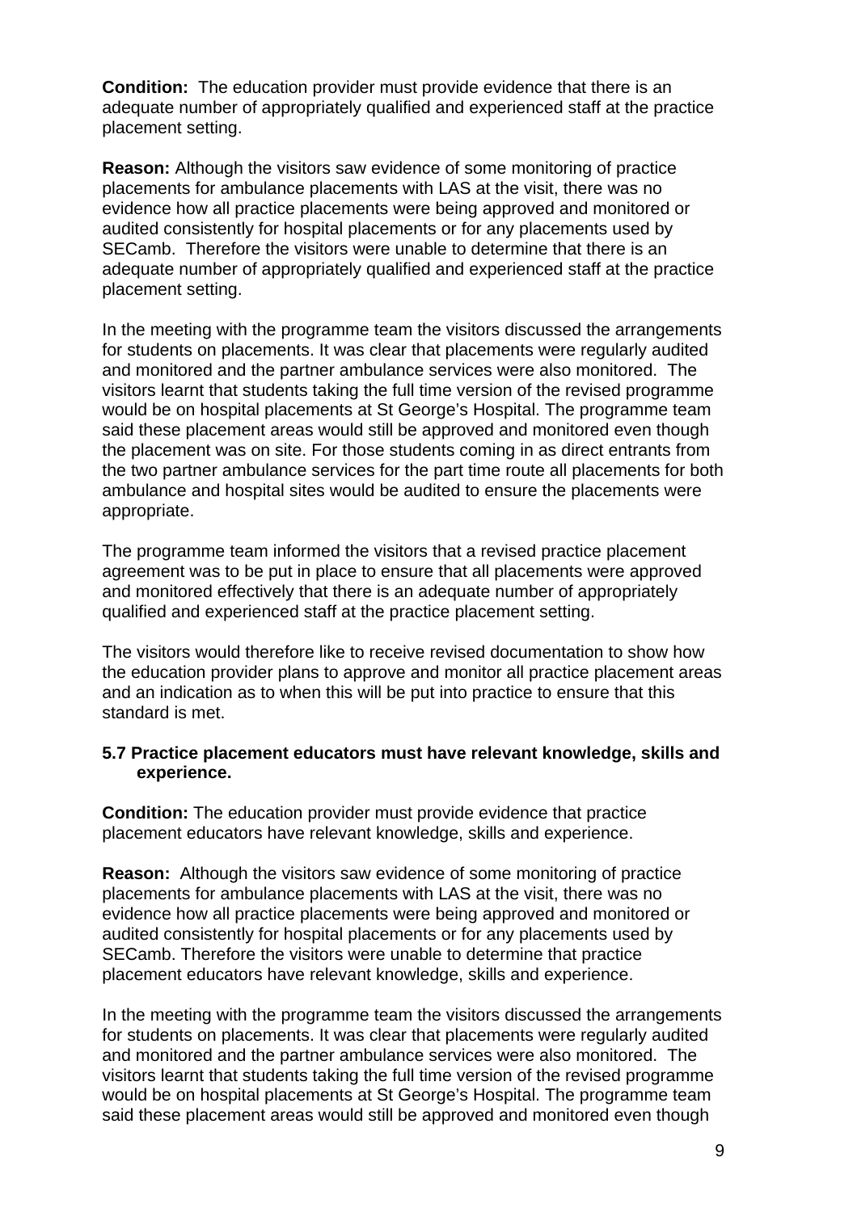**Condition:** The education provider must provide evidence that there is an adequate number of appropriately qualified and experienced staff at the practice placement setting.

**Reason:** Although the visitors saw evidence of some monitoring of practice placements for ambulance placements with LAS at the visit, there was no evidence how all practice placements were being approved and monitored or audited consistently for hospital placements or for any placements used by SECamb. Therefore the visitors were unable to determine that there is an adequate number of appropriately qualified and experienced staff at the practice placement setting.

In the meeting with the programme team the visitors discussed the arrangements for students on placements. It was clear that placements were regularly audited and monitored and the partner ambulance services were also monitored. The visitors learnt that students taking the full time version of the revised programme would be on hospital placements at St George's Hospital. The programme team said these placement areas would still be approved and monitored even though the placement was on site. For those students coming in as direct entrants from the two partner ambulance services for the part time route all placements for both ambulance and hospital sites would be audited to ensure the placements were appropriate.

The programme team informed the visitors that a revised practice placement agreement was to be put in place to ensure that all placements were approved and monitored effectively that there is an adequate number of appropriately qualified and experienced staff at the practice placement setting.

The visitors would therefore like to receive revised documentation to show how the education provider plans to approve and monitor all practice placement areas and an indication as to when this will be put into practice to ensure that this standard is met.

**5.7 Practice placement educators must have relevant knowledge, skills and experience.**

**Condition:** The education provider must provide evidence that practice placement educators have relevant knowledge, skills and experience.

**Reason:** Although the visitors saw evidence of some monitoring of practice placements for ambulance placements with LAS at the visit, there was no evidence how all practice placements were being approved and monitored or audited consistently for hospital placements or for any placements used by SECamb. Therefore the visitors were unable to determine that practice placement educators have relevant knowledge, skills and experience.

In the meeting with the programme team the visitors discussed the arrangements for students on placements. It was clear that placements were regularly audited and monitored and the partner ambulance services were also monitored. The visitors learnt that students taking the full time version of the revised programme would be on hospital placements at St George's Hospital. The programme team said these placement areas would still be approved and monitored even though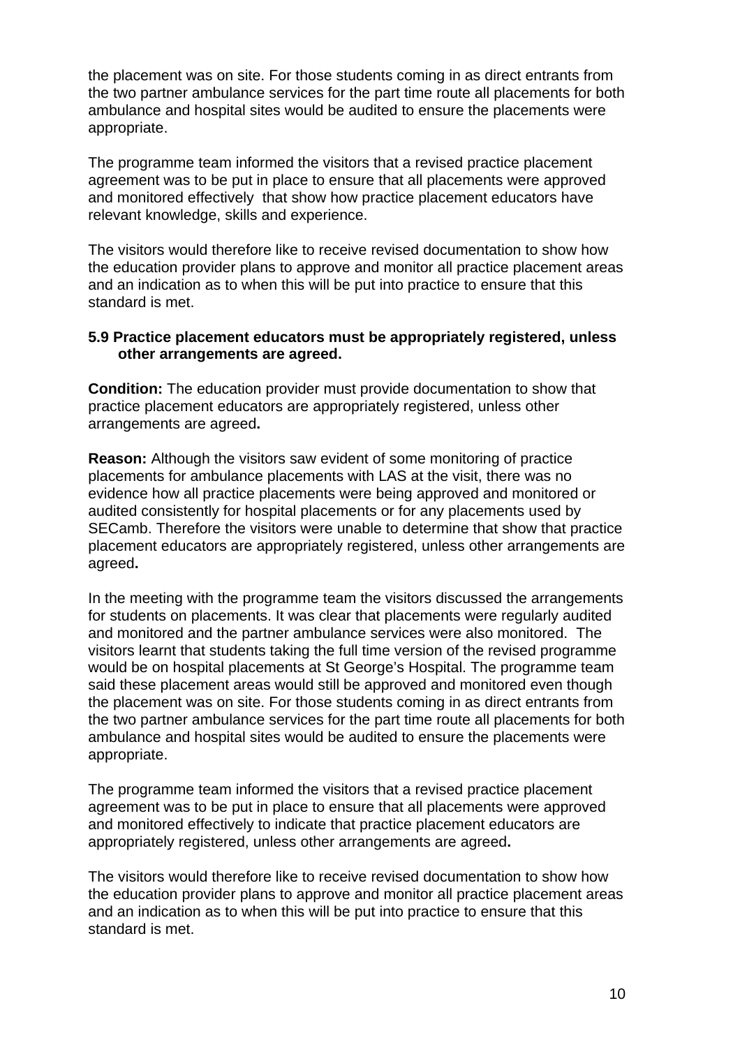the placement was on site. For those students coming in as direct entrants from the two partner ambulance services for the part time route all placements for both ambulance and hospital sites would be audited to ensure the placements were appropriate.

The programme team informed the visitors that a revised practice placement agreement was to be put in place to ensure that all placements were approved and monitored effectively that show how practice placement educators have relevant knowledge, skills and experience.

The visitors would therefore like to receive revised documentation to show how the education provider plans to approve and monitor all practice placement areas and an indication as to when this will be put into practice to ensure that this standard is met.

**5.9 Practice placement educators must be appropriately registered, unless other arrangements are agreed.**

**Condition:** The education provider must provide documentation to show that practice placement educators are appropriately registered, unless other arrangements are agreed**.**

**Reason:** Although the visitors saw evident of some monitoring of practice placements for ambulance placements with LAS at the visit, there was no evidence how all practice placements were being approved and monitored or audited consistently for hospital placements or for any placements used by SECamb. Therefore the visitors were unable to determine that show that practice placement educators are appropriately registered, unless other arrangements are agreed**.**

In the meeting with the programme team the visitors discussed the arrangements for students on placements. It was clear that placements were regularly audited and monitored and the partner ambulance services were also monitored. The visitors learnt that students taking the full time version of the revised programme would be on hospital placements at St George's Hospital. The programme team said these placement areas would still be approved and monitored even though the placement was on site. For those students coming in as direct entrants from the two partner ambulance services for the part time route all placements for both ambulance and hospital sites would be audited to ensure the placements were appropriate.

The programme team informed the visitors that a revised practice placement agreement was to be put in place to ensure that all placements were approved and monitored effectively to indicate that practice placement educators are appropriately registered, unless other arrangements are agreed**.**

The visitors would therefore like to receive revised documentation to show how the education provider plans to approve and monitor all practice placement areas and an indication as to when this will be put into practice to ensure that this standard is met.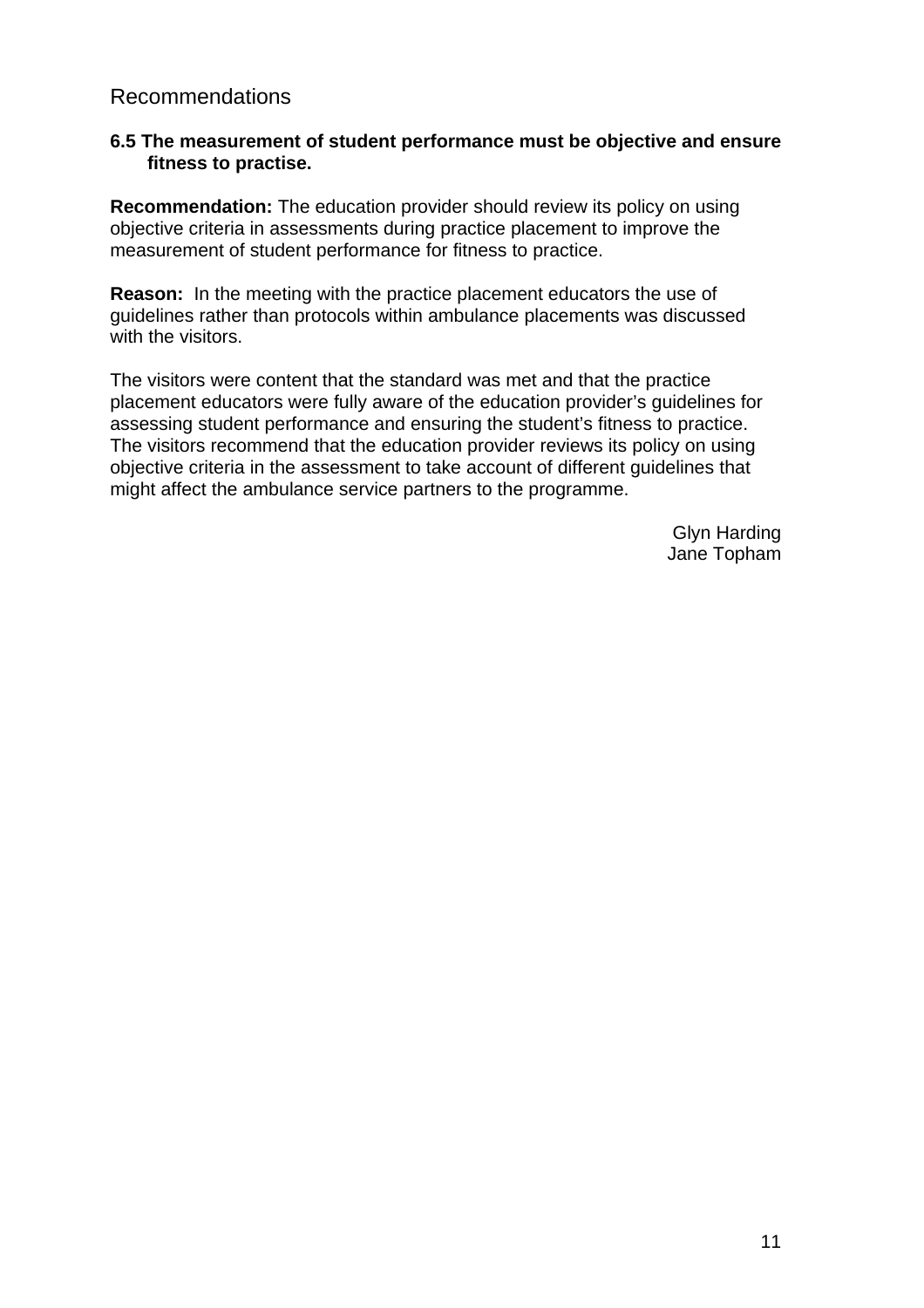## Recommendations

**6.5 The measurement of student performance must be objective and ensure fitness to practise.**

**Recommendation:** The education provider should review its policy on using objective criteria in assessments during practice placement to improve the measurement of student performance for fitness to practice.

**Reason:** In the meeting with the practice placement educators the use of guidelines rather than protocols within ambulance placements was discussed with the visitors.

The visitors were content that the standard was met and that the practice placement educators were fully aware of the education provider's guidelines for assessing student performance and ensuring the student's fitness to practice. The visitors recommend that the education provider reviews its policy on using objective criteria in the assessment to take account of different guidelines that might affect the ambulance service partners to the programme.

Glyn Harding
Jane Topham